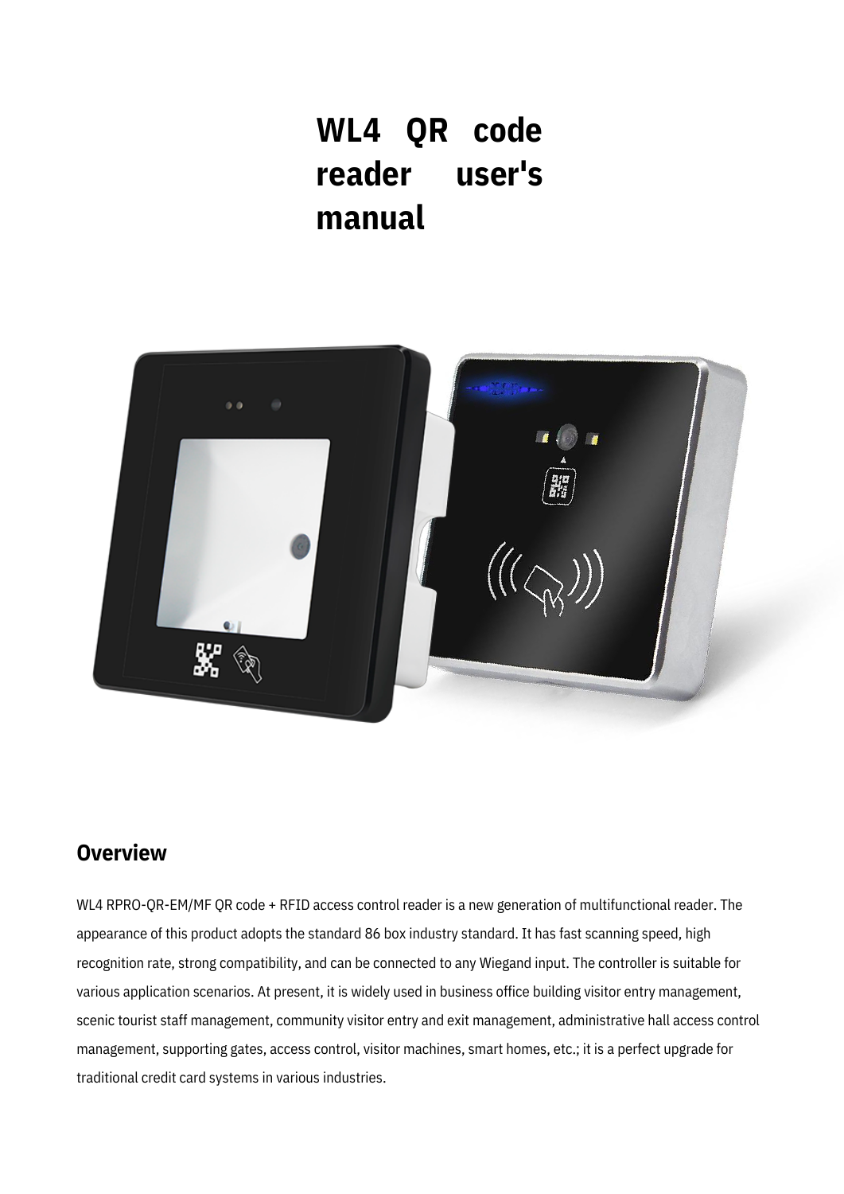# WL4 QR code reader user's manual

## Overview

WL4 RPRO-QR-EM/MF QR code + RFID access control reader is a new generation of multifunctional reader. The appearance of this product adopts the standard 86 box industry standard. It has fast scanning speed, high recognition rate, strong compatibility, and can be connected to any Wiegand input. The controller is suitable for various application scenarios. At present, it is widely used in business office building visitor entry management, scenic tourist staff management, community visitor entry and exit management, administrative hall access control management, supporting gates, access control, visitor machines, smart homes, etc.; it is a perfect upgrade for traditional credit card systems in various industries.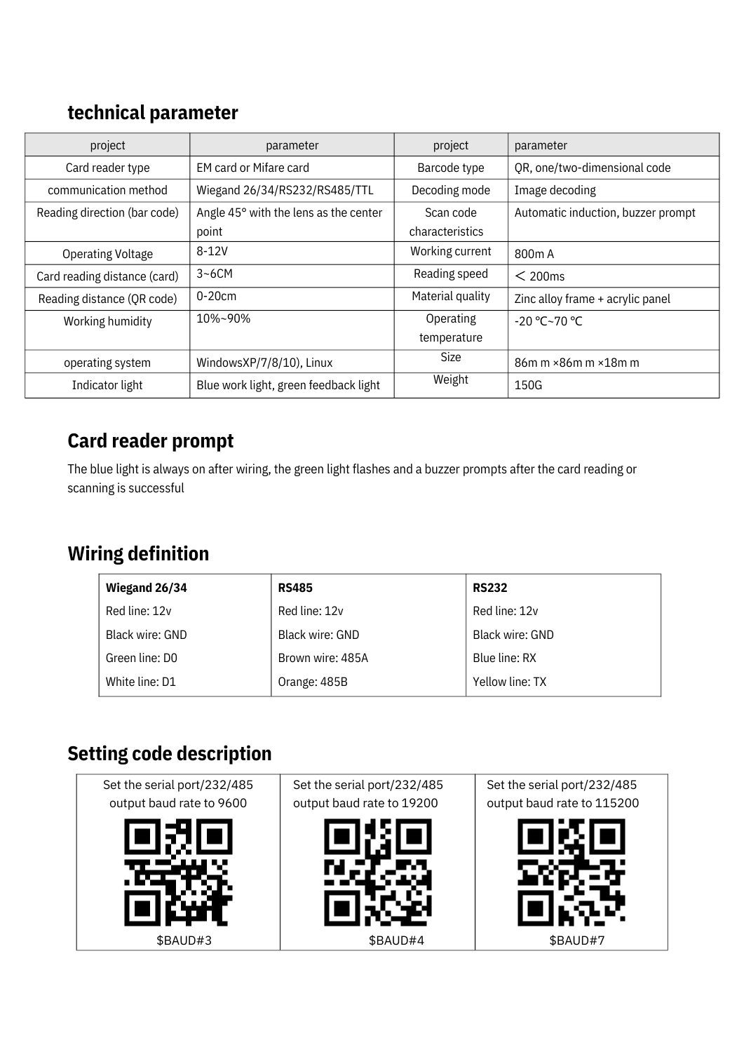## technical parameter

| project | parameter | project | parameter |
| --- | --- | --- | --- |
| Card reader type | EM card or Mifare card | Barcode type | QR, one/two-dimensional code |
| communication method | Wiegand 26/34/RS232/RS485/TTL | Decoding mode | Image decoding |
| Reading direction (bar code) | Angle 45° with the lens as the center point | Scan code characteristics | Automatic induction, buzzer prompt |
| Operating Voltage | 8-12V | Working current | 800m A |
| Card reading distance (card) | 3~6CM | Reading speed | ＜ 200ms |
| Reading distance (QR code) | 0-20cm | Material quality | Zinc alloy frame + acrylic panel |
| Working humidity | 10%~90% | Operating temperature | -20 ℃~70 ℃ |
| operating system | WindowsXP/7/8/10), Linux | Size | 86m m ×86m m ×18m m |
| Indicator light | Blue work light, green feedback light | Weight | 150G |

## Card reader prompt

The blue light is always on after wiring, the green light flashes and a buzzer prompts after the card reading or scanning is successful

## Wiring definition

| **Wiegand 26/34** | **RS485** | **RS232** |
| --- | --- | --- |
| Red line: 12v | Red line: 12v | Red line: 12v |
| Black wire: GND | Black wire: GND | Black wire: GND |
| Green line: D0 | Brown wire: 485A | Blue line: RX |
| White line: D1 | Orange: 485B | Yellow line: TX |

## Setting code description

| Set the serial port/232/485 output baud rate to 9600 | Set the serial port/232/485 output baud rate to 19200 | Set the serial port/232/485 output baud rate to 115200 |
| --- | --- | --- |
| $BAUD#3 | $BAUD#4 | $BAUD#7 |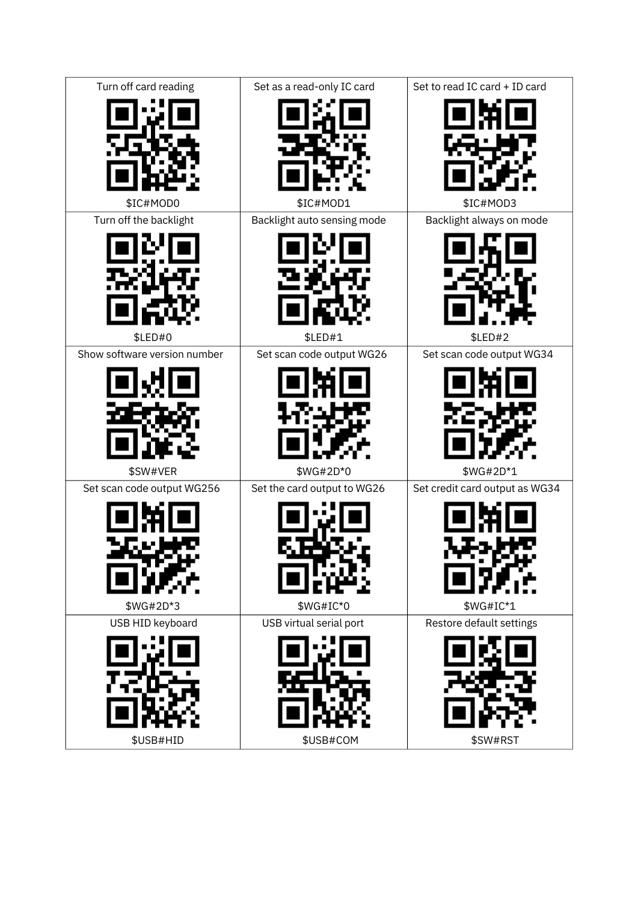| Turn off card reading | Set as a read-only IC card | Set to read IC card + ID card |
|---|---|---|
| $IC#MOD0 | $IC#MOD1 | $IC#MOD3 |
| Turn off the backlight | Backlight auto sensing mode | Backlight always on mode |
| $LED#0 | $LED#1 | $LED#2 |
| Show software version number | Set scan code output WG26 | Set scan code output WG34 |
| $SW#VER | $WG#2D*0 | $WG#2D*1 |
| Set scan code output WG256 | Set the card output to WG26 | Set credit card output as WG34 |
| $WG#2D*3 | $WG#IC*0 | $WG#IC*1 |
| USB HID keyboard | USB virtual serial port | Restore default settings |
| $USB#HID | $USB#COM | $SW#RST |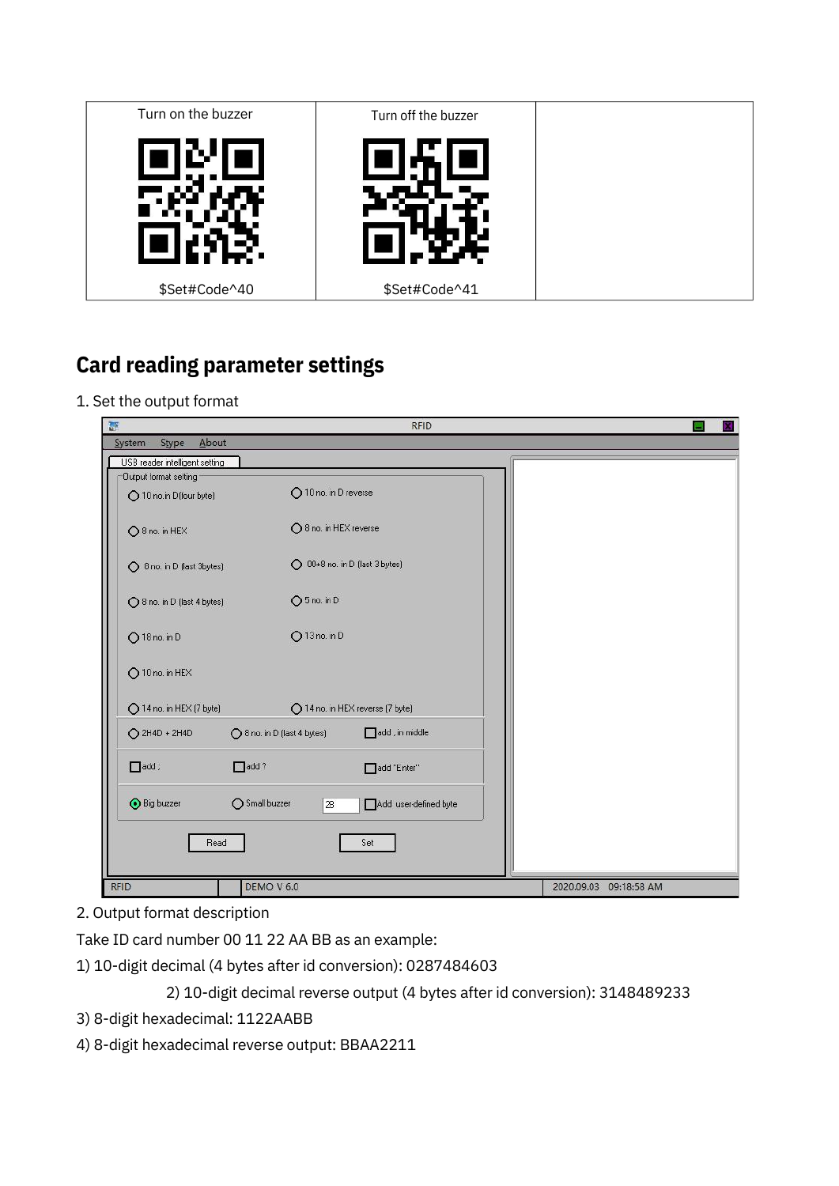| Turn on the buzzer | Turn off the buzzer | |
|---|---|---|
| $Set#Code^40 | $Set#Code^41 | |

## Card reading parameter settings

1. Set the output format

2. Output format description

Take ID card number 00 11 22 AA BB as an example:

1) 10-digit decimal (4 bytes after id conversion): 0287484603

2) 10-digit decimal reverse output (4 bytes after id conversion): 3148489233

3) 8-digit hexadecimal: 1122AABB

4) 8-digit hexadecimal reverse output: BBAA2211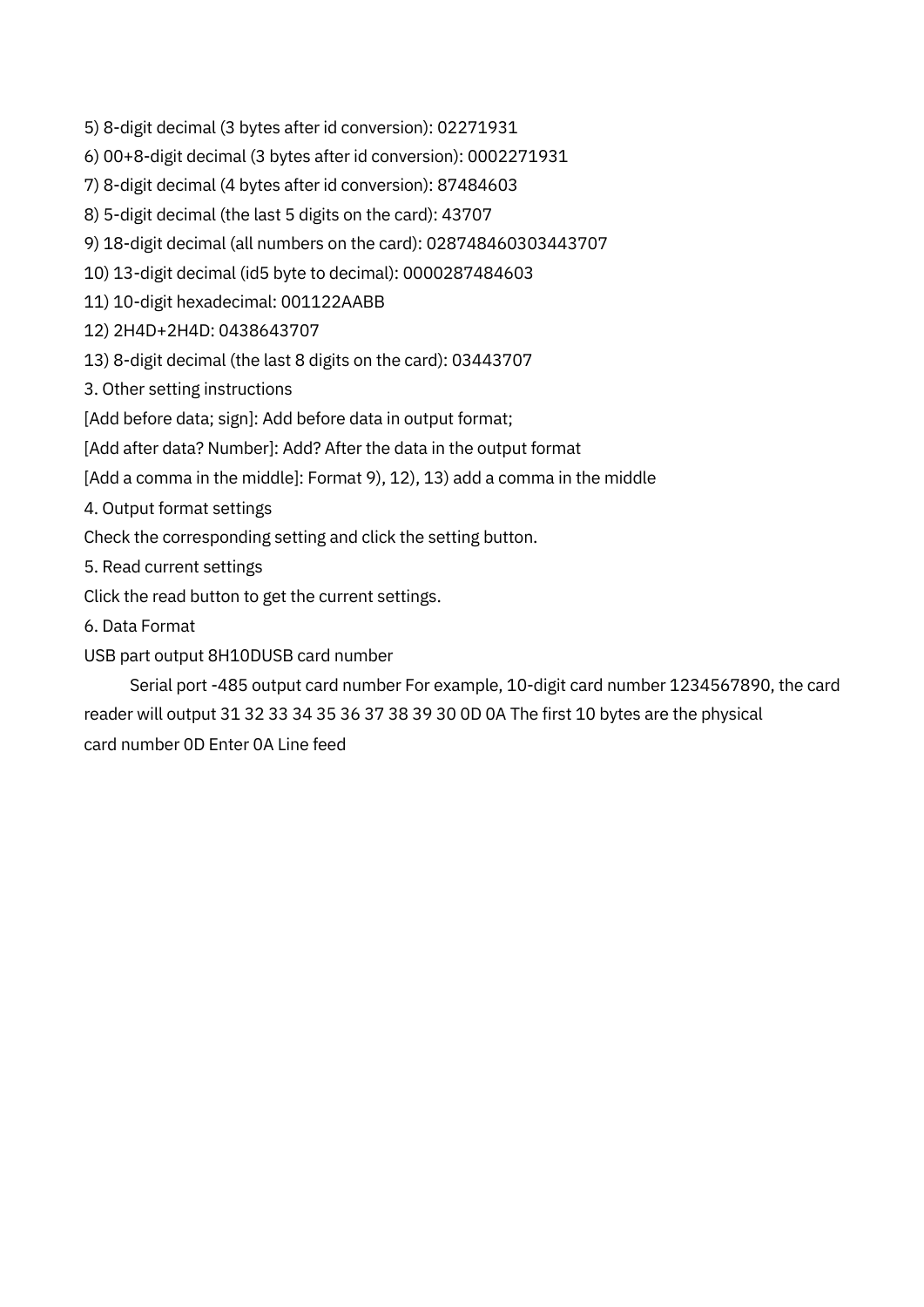5) 8-digit decimal (3 bytes after id conversion): 02271931

6) 00+8-digit decimal (3 bytes after id conversion): 0002271931

7) 8-digit decimal (4 bytes after id conversion): 87484603

8) 5-digit decimal (the last 5 digits on the card): 43707

9) 18-digit decimal (all numbers on the card): 028748460303443707

10) 13-digit decimal (id5 byte to decimal): 0000287484603

11) 10-digit hexadecimal: 001122AABB

12) 2H4D+2H4D: 0438643707

13) 8-digit decimal (the last 8 digits on the card): 03443707

3. Other setting instructions

[Add before data; sign]: Add before data in output format;

[Add after data? Number]: Add? After the data in the output format

[Add a comma in the middle]: Format 9), 12), 13) add a comma in the middle

4. Output format settings

Check the corresponding setting and click the setting button.

5. Read current settings

Click the read button to get the current settings.

6. Data Format

USB part output 8H10DUSB card number

Serial port -485 output card number For example, 10-digit card number 1234567890, the card reader will output 31 32 33 34 35 36 37 38 39 30 0D 0A The first 10 bytes are the physical card number 0D Enter 0A Line feed